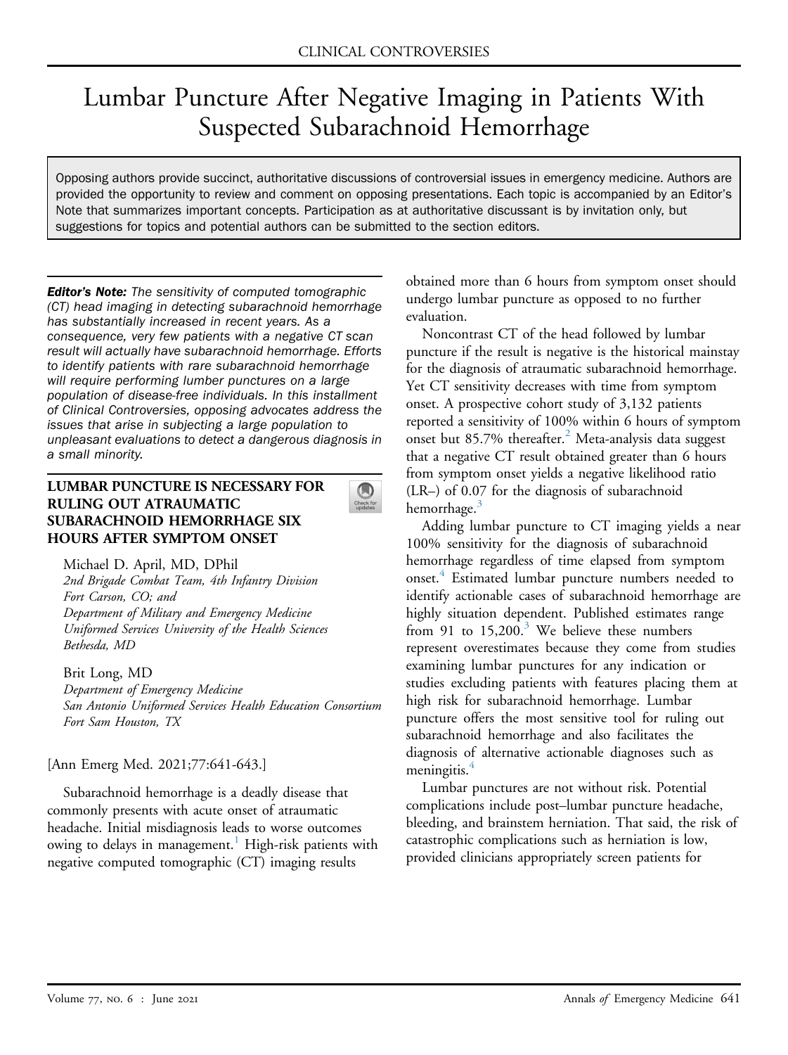CLINICAL CONTROVERSIES

# Lumbar Puncture After Negative Imaging in Patients With Suspected Subarachnoid Hemorrhage

Opposing authors provide succinct, authoritative discussions of controversial issues in emergency medicine. Authors are provided the opportunity to review and comment on opposing presentations. Each topic is accompanied by an Editor's Note that summarizes important concepts. Participation as at authoritative discussant is by invitation only, but suggestions for topics and potential authors can be submitted to the section editors.

***Editor's Note:*** *The sensitivity of computed tomographic (CT) head imaging in detecting subarachnoid hemorrhage has substantially increased in recent years. As a consequence, very few patients with a negative CT scan result will actually have subarachnoid hemorrhage. Efforts to identify patients with rare subarachnoid hemorrhage will require performing lumber punctures on a large population of disease-free individuals. In this installment of Clinical Controversies, opposing advocates address the issues that arise in subjecting a large population to unpleasant evaluations to detect a dangerous diagnosis in a small minority.*

## LUMBAR PUNCTURE IS NECESSARY FOR RULING OUT ATRAUMATIC SUBARACHNOID HEMORRHAGE SIX HOURS AFTER SYMPTOM ONSET

Michael D. April, MD, DPhil
*2nd Brigade Combat Team, 4th Infantry Division*
*Fort Carson, CO; and*
*Department of Military and Emergency Medicine*
*Uniformed Services University of the Health Sciences*
*Bethesda, MD*

Brit Long, MD
*Department of Emergency Medicine*
*San Antonio Uniformed Services Health Education Consortium*
*Fort Sam Houston, TX*

[Ann Emerg Med. 2021;77:641-643.]

Subarachnoid hemorrhage is a deadly disease that commonly presents with acute onset of atraumatic headache. Initial misdiagnosis leads to worse outcomes owing to delays in management.[1] High-risk patients with negative computed tomographic (CT) imaging results obtained more than 6 hours from symptom onset should undergo lumbar puncture as opposed to no further evaluation.

Noncontrast CT of the head followed by lumbar puncture if the result is negative is the historical mainstay for the diagnosis of atraumatic subarachnoid hemorrhage. Yet CT sensitivity decreases with time from symptom onset. A prospective cohort study of 3,132 patients reported a sensitivity of 100% within 6 hours of symptom onset but 85.7% thereafter.[2] Meta-analysis data suggest that a negative CT result obtained greater than 6 hours from symptom onset yields a negative likelihood ratio (LR–) of 0.07 for the diagnosis of subarachnoid hemorrhage.[3]

Adding lumbar puncture to CT imaging yields a near 100% sensitivity for the diagnosis of subarachnoid hemorrhage regardless of time elapsed from symptom onset.[4] Estimated lumbar puncture numbers needed to identify actionable cases of subarachnoid hemorrhage are highly situation dependent. Published estimates range from 91 to 15,200.[3] We believe these numbers represent overestimates because they come from studies examining lumbar punctures for any indication or studies excluding patients with features placing them at high risk for subarachnoid hemorrhage. Lumbar puncture offers the most sensitive tool for ruling out subarachnoid hemorrhage and also facilitates the diagnosis of alternative actionable diagnoses such as meningitis.[4]

Lumbar punctures are not without risk. Potential complications include post–lumbar puncture headache, bleeding, and brainstem herniation. That said, the risk of catastrophic complications such as herniation is low, provided clinicians appropriately screen patients for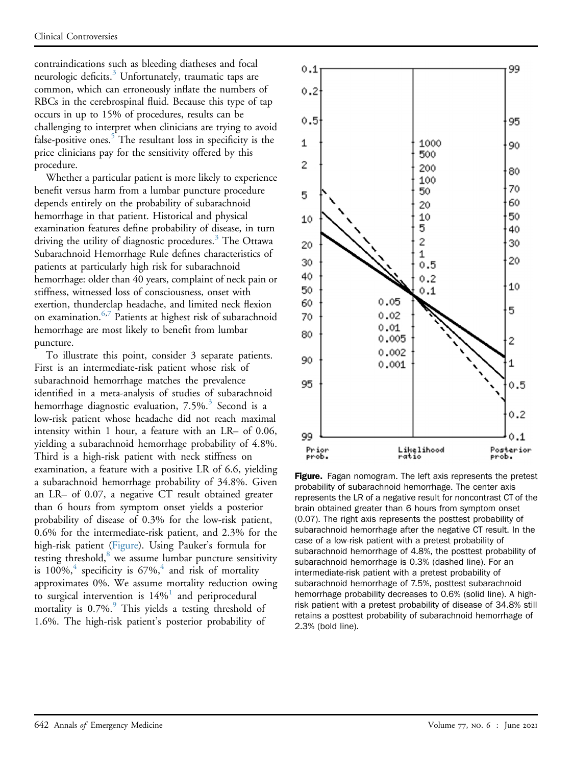contraindications such as bleeding diatheses and focal neurologic deficits.[3] Unfortunately, traumatic taps are common, which can erroneously inflate the numbers of RBCs in the cerebrospinal fluid. Because this type of tap occurs in up to 15% of procedures, results can be challenging to interpret when clinicians are trying to avoid false-positive ones.[5] The resultant loss in specificity is the price clinicians pay for the sensitivity offered by this procedure.

Whether a particular patient is more likely to experience benefit versus harm from a lumbar puncture procedure depends entirely on the probability of subarachnoid hemorrhage in that patient. Historical and physical examination features define probability of disease, in turn driving the utility of diagnostic procedures.[3] The Ottawa Subarachnoid Hemorrhage Rule defines characteristics of patients at particularly high risk for subarachnoid hemorrhage: older than 40 years, complaint of neck pain or stiffness, witnessed loss of consciousness, onset with exertion, thunderclap headache, and limited neck flexion on examination.[6,7] Patients at highest risk of subarachnoid hemorrhage are most likely to benefit from lumbar puncture.

To illustrate this point, consider 3 separate patients. First is an intermediate-risk patient whose risk of subarachnoid hemorrhage matches the prevalence identified in a meta-analysis of studies of subarachnoid hemorrhage diagnostic evaluation, 7.5%.[3] Second is a low-risk patient whose headache did not reach maximal intensity within 1 hour, a feature with an LR– of 0.06, yielding a subarachnoid hemorrhage probability of 4.8%. Third is a high-risk patient with neck stiffness on examination, a feature with a positive LR of 6.6, yielding a subarachnoid hemorrhage probability of 34.8%. Given an LR– of 0.07, a negative CT result obtained greater than 6 hours from symptom onset yields a posterior probability of disease of 0.3% for the low-risk patient, 0.6% for the intermediate-risk patient, and 2.3% for the high-risk patient (Figure). Using Pauker's formula for testing threshold,[8] we assume lumbar puncture sensitivity is 100%,[4] specificity is 67%,[4] and risk of mortality approximates 0%. We assume mortality reduction owing to surgical intervention is 14%[1] and periprocedural mortality is 0.7%.[9] This yields a testing threshold of 1.6%. The high-risk patient's posterior probability of

**Figure.** Fagan nomogram. The left axis represents the pretest probability of subarachnoid hemorrhage. The center axis represents the LR of a negative result for noncontrast CT of the brain obtained greater than 6 hours from symptom onset (0.07). The right axis represents the posttest probability of subarachnoid hemorrhage after the negative CT result. In the case of a low-risk patient with a pretest probability of subarachnoid hemorrhage of 4.8%, the posttest probability of subarachnoid hemorrhage is 0.3% (dashed line). For an intermediate-risk patient with a pretest probability of subarachnoid hemorrhage of 7.5%, posttest subarachnoid hemorrhage probability decreases to 0.6% (solid line). A high-risk patient with a pretest probability of disease of 34.8% still retains a posttest probability of subarachnoid hemorrhage of 2.3% (bold line).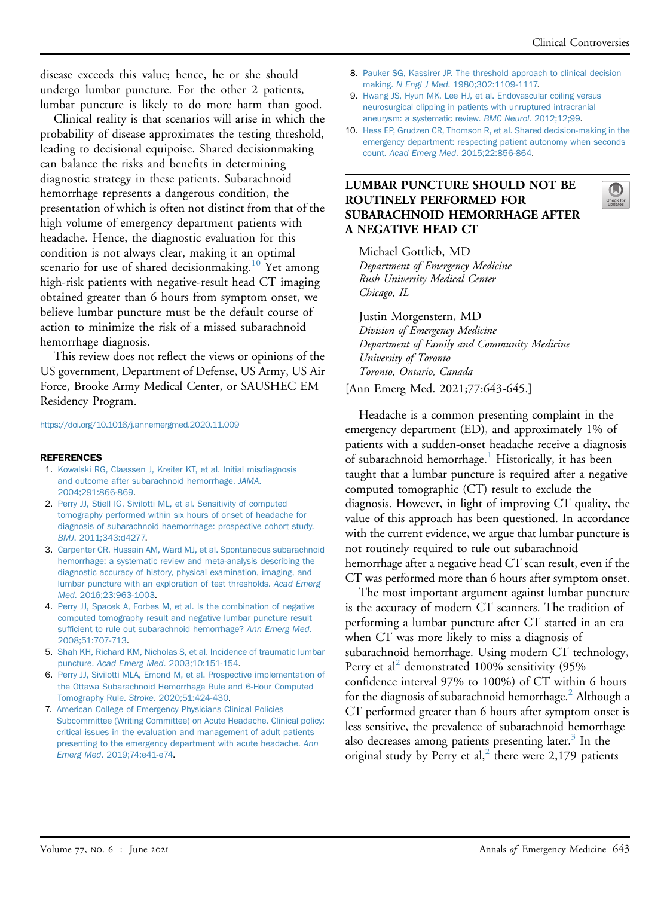disease exceeds this value; hence, he or she should undergo lumbar puncture. For the other 2 patients, lumbar puncture is likely to do more harm than good.

Clinical reality is that scenarios will arise in which the probability of disease approximates the testing threshold, leading to decisional equipoise. Shared decisionmaking can balance the risks and benefits in determining diagnostic strategy in these patients. Subarachnoid hemorrhage represents a dangerous condition, the presentation of which is often not distinct from that of the high volume of emergency department patients with headache. Hence, the diagnostic evaluation for this condition is not always clear, making it an optimal scenario for use of shared decisionmaking.[10] Yet among high-risk patients with negative-result head CT imaging obtained greater than 6 hours from symptom onset, we believe lumbar puncture must be the default course of action to minimize the risk of a missed subarachnoid hemorrhage diagnosis.

This review does not reflect the views or opinions of the US government, Department of Defense, US Army, US Air Force, Brooke Army Medical Center, or SAUSHEC EM Residency Program.

https://doi.org/10.1016/j.annemergmed.2020.11.009

## REFERENCES

1. Kowalski RG, Claassen J, Kreiter KT, et al. Initial misdiagnosis and outcome after subarachnoid hemorrhage. *JAMA*. 2004;291:866-869.
2. Perry JJ, Stiell IG, Sivilotti ML, et al. Sensitivity of computed tomography performed within six hours of onset of headache for diagnosis of subarachnoid haemorrhage: prospective cohort study. *BMJ*. 2011;343:d4277.
3. Carpenter CR, Hussain AM, Ward MJ, et al. Spontaneous subarachnoid hemorrhage: a systematic review and meta-analysis describing the diagnostic accuracy of history, physical examination, imaging, and lumbar puncture with an exploration of test thresholds. *Acad Emerg Med*. 2016;23:963-1003.
4. Perry JJ, Spacek A, Forbes M, et al. Is the combination of negative computed tomography result and negative lumbar puncture result sufficient to rule out subarachnoid hemorrhage? *Ann Emerg Med*. 2008;51:707-713.
5. Shah KH, Richard KM, Nicholas S, et al. Incidence of traumatic lumbar puncture. *Acad Emerg Med*. 2003;10:151-154.
6. Perry JJ, Sivilotti MLA, Emond M, et al. Prospective implementation of the Ottawa Subarachnoid Hemorrhage Rule and 6-Hour Computed Tomography Rule. *Stroke*. 2020;51:424-430.
7. American College of Emergency Physicians Clinical Policies Subcommittee (Writing Committee) on Acute Headache. Clinical policy: critical issues in the evaluation and management of adult patients presenting to the emergency department with acute headache. *Ann Emerg Med*. 2019;74:e41-e74.
8. Pauker SG, Kassirer JP. The threshold approach to clinical decision making. *N Engl J Med*. 1980;302:1109-1117.
9. Hwang JS, Hyun MK, Lee HJ, et al. Endovascular coiling versus neurosurgical clipping in patients with unruptured intracranial aneurysm: a systematic review. *BMC Neurol*. 2012;12;99.
10. Hess EP, Grudzen CR, Thomson R, et al. Shared decision-making in the emergency department: respecting patient autonomy when seconds count. *Acad Emerg Med*. 2015;22:856-864.

## LUMBAR PUNCTURE SHOULD NOT BE ROUTINELY PERFORMED FOR SUBARACHNOID HEMORRHAGE AFTER A NEGATIVE HEAD CT

Michael Gottlieb, MD
*Department of Emergency Medicine*
*Rush University Medical Center*
*Chicago, IL*

Justin Morgenstern, MD
*Division of Emergency Medicine*
*Department of Family and Community Medicine*
*University of Toronto*
*Toronto, Ontario, Canada*

[Ann Emerg Med. 2021;77:643-645.]

Headache is a common presenting complaint in the emergency department (ED), and approximately 1% of patients with a sudden-onset headache receive a diagnosis of subarachnoid hemorrhage.[1] Historically, it has been taught that a lumbar puncture is required after a negative computed tomographic (CT) result to exclude the diagnosis. However, in light of improving CT quality, the value of this approach has been questioned. In accordance with the current evidence, we argue that lumbar puncture is not routinely required to rule out subarachnoid hemorrhage after a negative head CT scan result, even if the CT was performed more than 6 hours after symptom onset.

The most important argument against lumbar puncture is the accuracy of modern CT scanners. The tradition of performing a lumbar puncture after CT started in an era when CT was more likely to miss a diagnosis of subarachnoid hemorrhage. Using modern CT technology, Perry et al[2] demonstrated 100% sensitivity (95% confidence interval 97% to 100%) of CT within 6 hours for the diagnosis of subarachnoid hemorrhage.[2] Although a CT performed greater than 6 hours after symptom onset is less sensitive, the prevalence of subarachnoid hemorrhage also decreases among patients presenting later.[3] In the original study by Perry et al,[2] there were 2,179 patients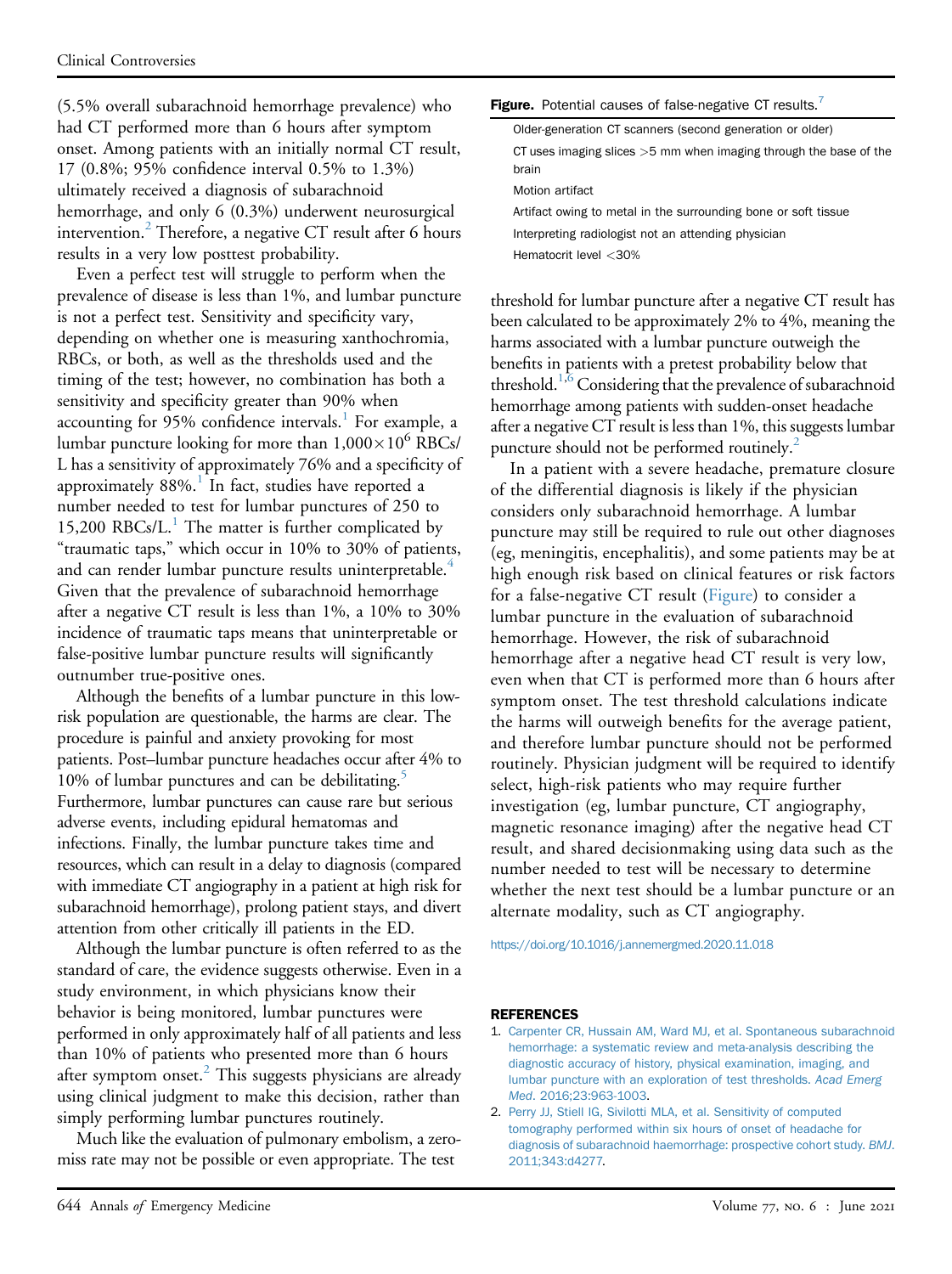(5.5% overall subarachnoid hemorrhage prevalence) who had CT performed more than 6 hours after symptom onset. Among patients with an initially normal CT result, 17 (0.8%; 95% confidence interval 0.5% to 1.3%) ultimately received a diagnosis of subarachnoid hemorrhage, and only 6 (0.3%) underwent neurosurgical intervention.[2] Therefore, a negative CT result after 6 hours results in a very low posttest probability.

Even a perfect test will struggle to perform when the prevalence of disease is less than 1%, and lumbar puncture is not a perfect test. Sensitivity and specificity vary, depending on whether one is measuring xanthochromia, RBCs, or both, as well as the thresholds used and the timing of the test; however, no combination has both a sensitivity and specificity greater than 90% when accounting for 95% confidence intervals.[1] For example, a lumbar puncture looking for more than $1{,}000 \times 10^6$ RBCs/L has a sensitivity of approximately 76% and a specificity of approximately 88%.[1] In fact, studies have reported a number needed to test for lumbar punctures of 250 to 15,200 RBCs/L.[1] The matter is further complicated by "traumatic taps," which occur in 10% to 30% of patients, and can render lumbar puncture results uninterpretable.[4] Given that the prevalence of subarachnoid hemorrhage after a negative CT result is less than 1%, a 10% to 30% incidence of traumatic taps means that uninterpretable or false-positive lumbar puncture results will significantly outnumber true-positive ones.

Although the benefits of a lumbar puncture in this low-risk population are questionable, the harms are clear. The procedure is painful and anxiety provoking for most patients. Post–lumbar puncture headaches occur after 4% to 10% of lumbar punctures and can be debilitating.[5] Furthermore, lumbar punctures can cause rare but serious adverse events, including epidural hematomas and infections. Finally, the lumbar puncture takes time and resources, which can result in a delay to diagnosis (compared with immediate CT angiography in a patient at high risk for subarachnoid hemorrhage), prolong patient stays, and divert attention from other critically ill patients in the ED.

Although the lumbar puncture is often referred to as the standard of care, the evidence suggests otherwise. Even in a study environment, in which physicians know their behavior is being monitored, lumbar punctures were performed in only approximately half of all patients and less than 10% of patients who presented more than 6 hours after symptom onset.[2] This suggests physicians are already using clinical judgment to make this decision, rather than simply performing lumbar punctures routinely.

Much like the evaluation of pulmonary embolism, a zero-miss rate may not be possible or even appropriate. The test threshold for lumbar puncture after a negative CT result has been calculated to be approximately 2% to 4%, meaning the harms associated with a lumbar puncture outweigh the benefits in patients with a pretest probability below that threshold.[1,6] Considering that the prevalence of subarachnoid hemorrhage among patients with sudden-onset headache after a negative CT result is less than 1%, this suggests lumbar puncture should not be performed routinely.[2]

**Figure.** Potential causes of false-negative CT results.[7]

- Older-generation CT scanners (second generation or older)
- CT uses imaging slices >5 mm when imaging through the base of the brain
- Motion artifact
- Artifact owing to metal in the surrounding bone or soft tissue
- Interpreting radiologist not an attending physician
- Hematocrit level <30%

In a patient with a severe headache, premature closure of the differential diagnosis is likely if the physician considers only subarachnoid hemorrhage. A lumbar puncture may still be required to rule out other diagnoses (eg, meningitis, encephalitis), and some patients may be at high enough risk based on clinical features or risk factors for a false-negative CT result (Figure) to consider a lumbar puncture in the evaluation of subarachnoid hemorrhage. However, the risk of subarachnoid hemorrhage after a negative head CT result is very low, even when that CT is performed more than 6 hours after symptom onset. The test threshold calculations indicate the harms will outweigh benefits for the average patient, and therefore lumbar puncture should not be performed routinely. Physician judgment will be required to identify select, high-risk patients who may require further investigation (eg, lumbar puncture, CT angiography, magnetic resonance imaging) after the negative head CT result, and shared decisionmaking using data such as the number needed to test will be necessary to determine whether the next test should be a lumbar puncture or an alternate modality, such as CT angiography.

https://doi.org/10.1016/j.annemergmed.2020.11.018

## REFERENCES

1. Carpenter CR, Hussain AM, Ward MJ, et al. Spontaneous subarachnoid hemorrhage: a systematic review and meta-analysis describing the diagnostic accuracy of history, physical examination, imaging, and lumbar puncture with an exploration of test thresholds. *Acad Emerg Med*. 2016;23:963-1003.
2. Perry JJ, Stiell IG, Sivilotti MLA, et al. Sensitivity of computed tomography performed within six hours of onset of headache for diagnosis of subarachnoid haemorrhage: prospective cohort study. *BMJ*. 2011;343:d4277.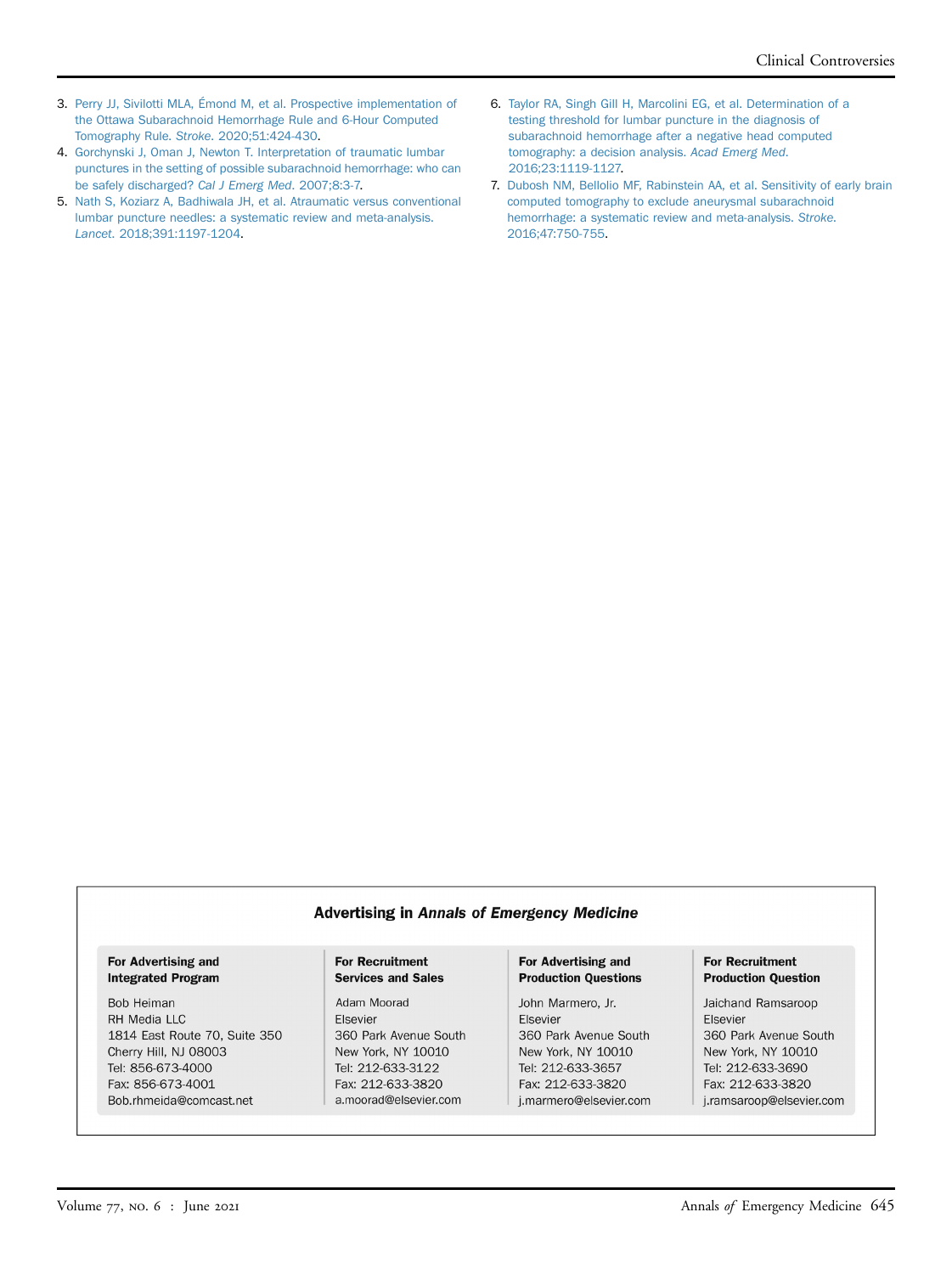3. Perry JJ, Sivilotti MLA, Émond M, et al. Prospective implementation of the Ottawa Subarachnoid Hemorrhage Rule and 6-Hour Computed Tomography Rule. *Stroke*. 2020;51:424-430.
4. Gorchynski J, Oman J, Newton T. Interpretation of traumatic lumbar punctures in the setting of possible subarachnoid hemorrhage: who can be safely discharged? *Cal J Emerg Med*. 2007;8:3-7.
5. Nath S, Koziarz A, Badhiwala JH, et al. Atraumatic versus conventional lumbar puncture needles: a systematic review and meta-analysis. *Lancet*. 2018;391:1197-1204.
6. Taylor RA, Singh Gill H, Marcolini EG, et al. Determination of a testing threshold for lumbar puncture in the diagnosis of subarachnoid hemorrhage after a negative head computed tomography: a decision analysis. *Acad Emerg Med*. 2016;23:1119-1127.
7. Dubosh NM, Bellolio MF, Rabinstein AA, et al. Sensitivity of early brain computed tomography to exclude aneurysmal subarachnoid hemorrhage: a systematic review and meta-analysis. *Stroke*. 2016;47:750-755.

## Advertising in *Annals of Emergency Medicine*

**For Advertising and Integrated Program**

Bob Heiman
RH Media LLC
1814 East Route 70, Suite 350
Cherry Hill, NJ 08003
Tel: 856-673-4000
Fax: 856-673-4001
Bob.rhmeida@comcast.net

**For Recruitment Services and Sales**

Adam Moorad
Elsevier
360 Park Avenue South
New York, NY 10010
Tel: 212-633-3122
Fax: 212-633-3820
a.moorad@elsevier.com

**For Advertising and Production Questions**

John Marmero, Jr.
Elsevier
360 Park Avenue South
New York, NY 10010
Tel: 212-633-3657
Fax: 212-633-3820
j.marmero@elsevier.com

**For Recruitment Production Question**

Jaichand Ramsaroop
Elsevier
360 Park Avenue South
New York, NY 10010
Tel: 212-633-3690
Fax: 212-633-3820
j.ramsaroop@elsevier.com